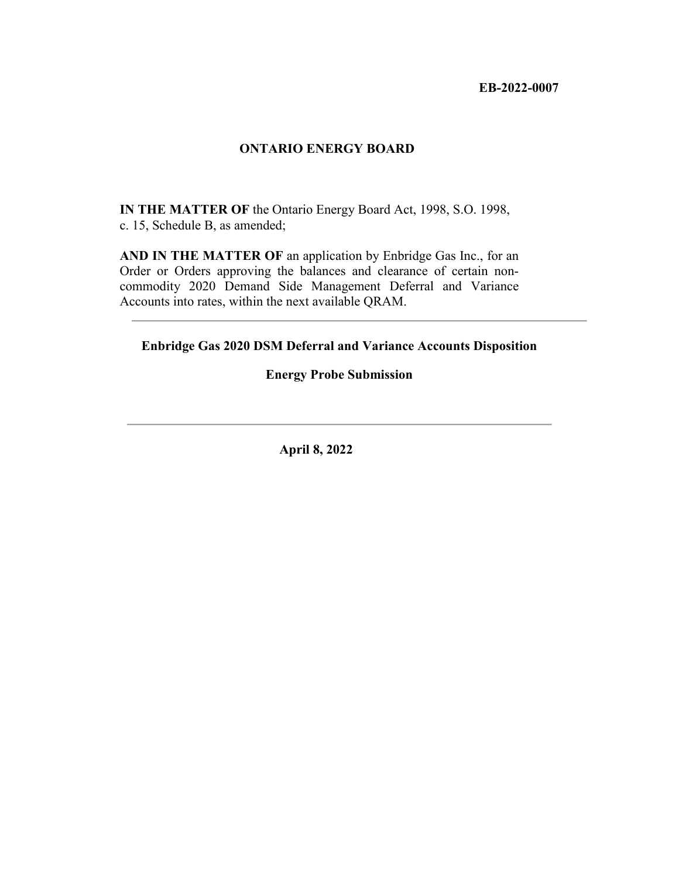**EB-2022-0007**

**ONTARIO ENERGY BOARD**

**IN THE MATTER OF** the Ontario Energy Board Act, 1998, S.O. 1998, c. 15, Schedule B, as amended;

**AND IN THE MATTER OF** an application by Enbridge Gas Inc., for an Order or Orders approving the balances and clearance of certain non-commodity 2020 Demand Side Management Deferral and Variance Accounts into rates, within the next available QRAM.

---

**Enbridge Gas 2020 DSM Deferral and Variance Accounts Disposition**

**Energy Probe Submission**

---

**April 8, 2022**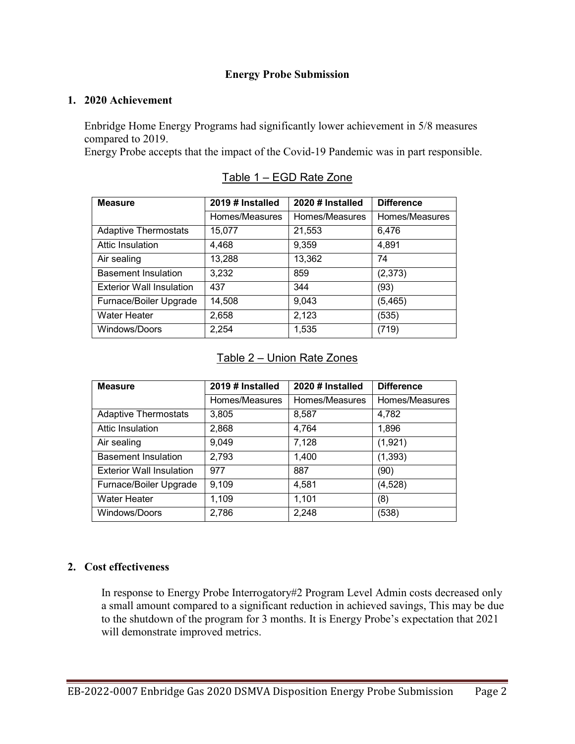## Energy Probe Submission

### 1. 2020 Achievement

Enbridge Home Energy Programs had significantly lower achievement in 5/8 measures compared to 2019.
Energy Probe accepts that the impact of the Covid-19 Pandemic was in part responsible.

Table 1 – EGD Rate Zone

| Measure | 2019 # Installed | 2020 # Installed | Difference |
|---|---|---|---|
| | Homes/Measures | Homes/Measures | Homes/Measures |
| Adaptive Thermostats | 15,077 | 21,553 | 6,476 |
| Attic Insulation | 4,468 | 9,359 | 4,891 |
| Air sealing | 13,288 | 13,362 | 74 |
| Basement Insulation | 3,232 | 859 | (2,373) |
| Exterior Wall Insulation | 437 | 344 | (93) |
| Furnace/Boiler Upgrade | 14,508 | 9,043 | (5,465) |
| Water Heater | 2,658 | 2,123 | (535) |
| Windows/Doors | 2,254 | 1,535 | (719) |

Table 2 – Union Rate Zones

| Measure | 2019 # Installed | 2020 # Installed | Difference |
|---|---|---|---|
| | Homes/Measures | Homes/Measures | Homes/Measures |
| Adaptive Thermostats | 3,805 | 8,587 | 4,782 |
| Attic Insulation | 2,868 | 4,764 | 1,896 |
| Air sealing | 9,049 | 7,128 | (1,921) |
| Basement Insulation | 2,793 | 1,400 | (1,393) |
| Exterior Wall Insulation | 977 | 887 | (90) |
| Furnace/Boiler Upgrade | 9,109 | 4,581 | (4,528) |
| Water Heater | 1,109 | 1,101 | (8) |
| Windows/Doors | 2,786 | 2,248 | (538) |

### 2. Cost effectiveness

In response to Energy Probe Interrogatory#2 Program Level Admin costs decreased only a small amount compared to a significant reduction in achieved savings, This may be due to the shutdown of the program for 3 months. It is Energy Probe's expectation that 2021 will demonstrate improved metrics.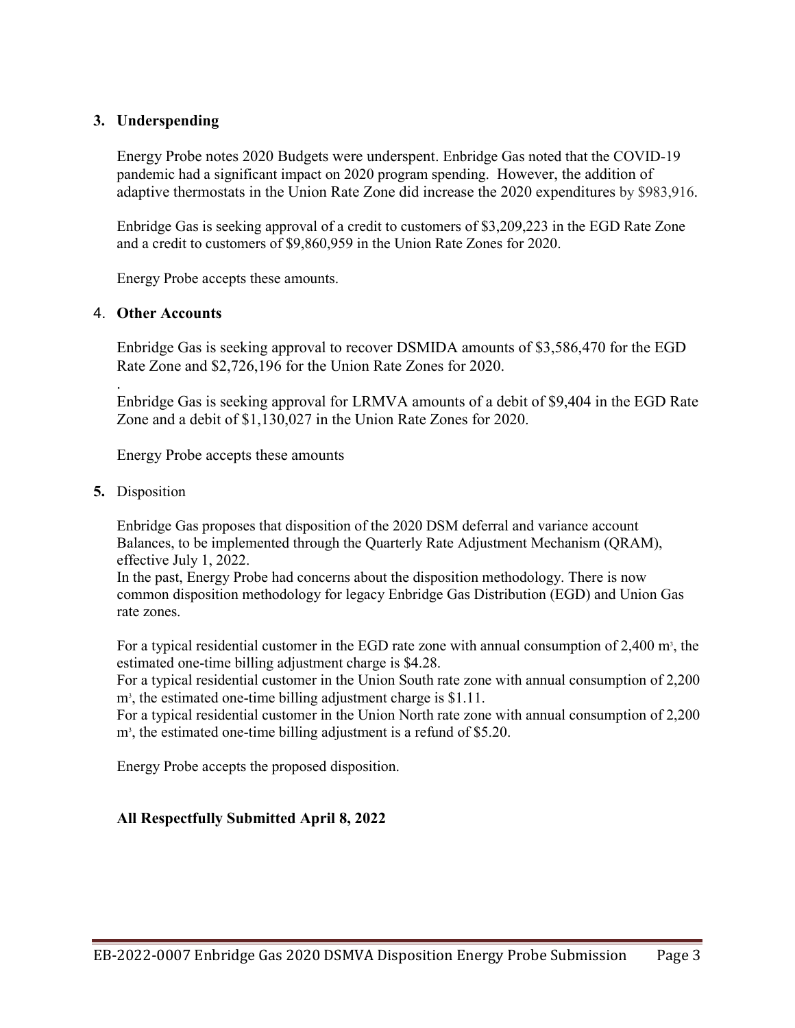## 3. Underspending

Energy Probe notes 2020 Budgets were underspent. Enbridge Gas noted that the COVID-19 pandemic had a significant impact on 2020 program spending. However, the addition of adaptive thermostats in the Union Rate Zone did increase the 2020 expenditures by $983,916.

Enbridge Gas is seeking approval of a credit to customers of $3,209,223 in the EGD Rate Zone and a credit to customers of $9,860,959 in the Union Rate Zones for 2020.

Energy Probe accepts these amounts.

## 4. Other Accounts

Enbridge Gas is seeking approval to recover DSMIDA amounts of $3,586,470 for the EGD Rate Zone and $2,726,196 for the Union Rate Zones for 2020.

.
Enbridge Gas is seeking approval for LRMVA amounts of a debit of $9,404 in the EGD Rate Zone and a debit of $1,130,027 in the Union Rate Zones for 2020.

Energy Probe accepts these amounts

## 5. Disposition

Enbridge Gas proposes that disposition of the 2020 DSM deferral and variance account Balances, to be implemented through the Quarterly Rate Adjustment Mechanism (QRAM), effective July 1, 2022.
In the past, Energy Probe had concerns about the disposition methodology. There is now common disposition methodology for legacy Enbridge Gas Distribution (EGD) and Union Gas rate zones.

For a typical residential customer in the EGD rate zone with annual consumption of 2,400 $m^3$, the estimated one-time billing adjustment charge is $4.28.
For a typical residential customer in the Union South rate zone with annual consumption of 2,200 $m^3$, the estimated one-time billing adjustment charge is $1.11.
For a typical residential customer in the Union North rate zone with annual consumption of 2,200 $m^3$, the estimated one-time billing adjustment is a refund of $5.20.

Energy Probe accepts the proposed disposition.

**All Respectfully Submitted April 8, 2022**